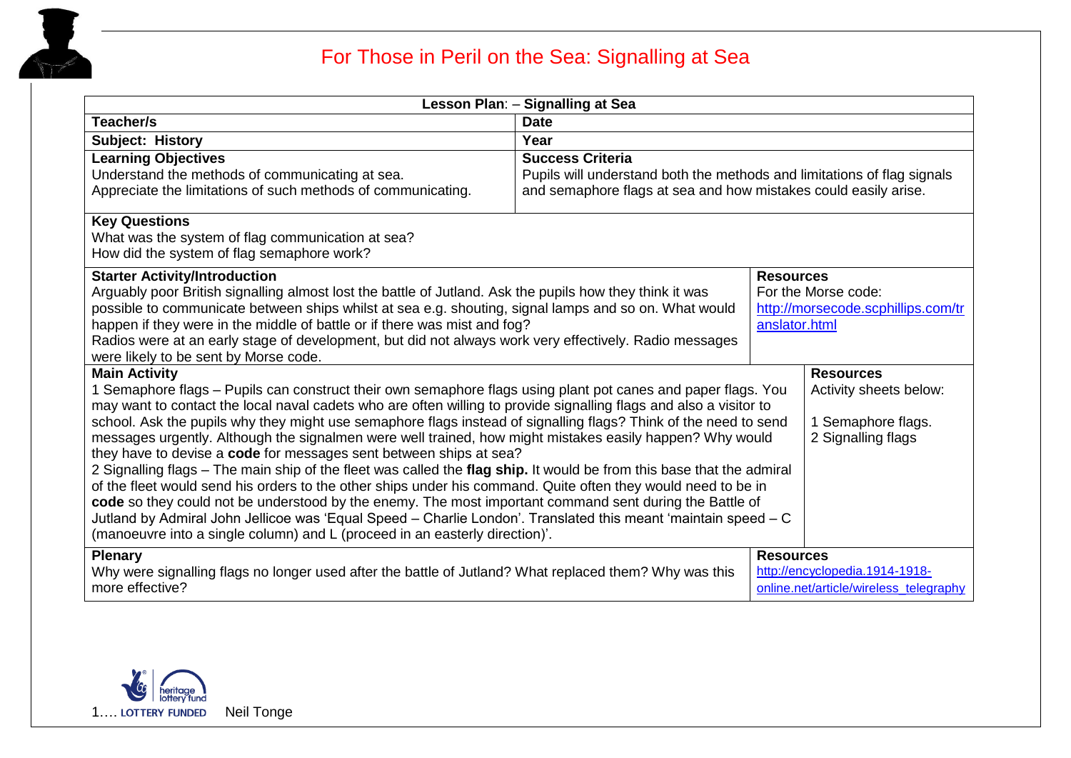# For Those in Peril on the Sea: Signalling at Sea

| **Lesson Plan**: – **Signalling at Sea** | |
|---|---|
| **Teacher/s** | **Date** |
| **Subject: History** | **Year** |
| **Learning Objectives**<br>Understand the methods of communicating at sea.<br>Appreciate the limitations of such methods of communicating. | **Success Criteria**<br>Pupils will understand both the methods and limitations of flag signals and semaphore flags at sea and how mistakes could easily arise. |

**Key Questions**

What was the system of flag communication at sea?
How did the system of flag semaphore work?

| **Starter Activity/Introduction** | **Resources** |
|---|---|
| Arguably poor British signalling almost lost the battle of Jutland. Ask the pupils how they think it was possible to communicate between ships whilst at sea e.g. shouting, signal lamps and so on. What would happen if they were in the middle of battle or if there was mist and fog?<br>Radios were at an early stage of development, but did not always work very effectively. Radio messages were likely to be sent by Morse code. | For the Morse code:<br>http://morsecode.scphillips.com/translator.html |

| **Main Activity** | **Resources** |
|---|---|
| 1 Semaphore flags – Pupils can construct their own semaphore flags using plant pot canes and paper flags. You may want to contact the local naval cadets who are often willing to provide signalling flags and also a visitor to school. Ask the pupils why they might use semaphore flags instead of signalling flags? Think of the need to send messages urgently. Although the signalmen were well trained, how might mistakes easily happen? Why would they have to devise a **code** for messages sent between ships at sea?<br>2 Signalling flags – The main ship of the fleet was called the **flag ship.** It would be from this base that the admiral of the fleet would send his orders to the other ships under his command. Quite often they would need to be in **code** so they could not be understood by the enemy. The most important command sent during the Battle of Jutland by Admiral John Jellicoe was 'Equal Speed – Charlie London'. Translated this meant 'maintain speed – C (manoeuvre into a single column) and L (proceed in an easterly direction)'. | Activity sheets below:<br><br>1 Semaphore flags.<br>2 Signalling flags |

| **Plenary** | **Resources** |
|---|---|
| Why were signalling flags no longer used after the battle of Jutland? What replaced them? Why was this more effective? | http://encyclopedia.1914-1918-online.net/article/wireless_telegraphy |

LOTTERY FUNDED Neil Tonge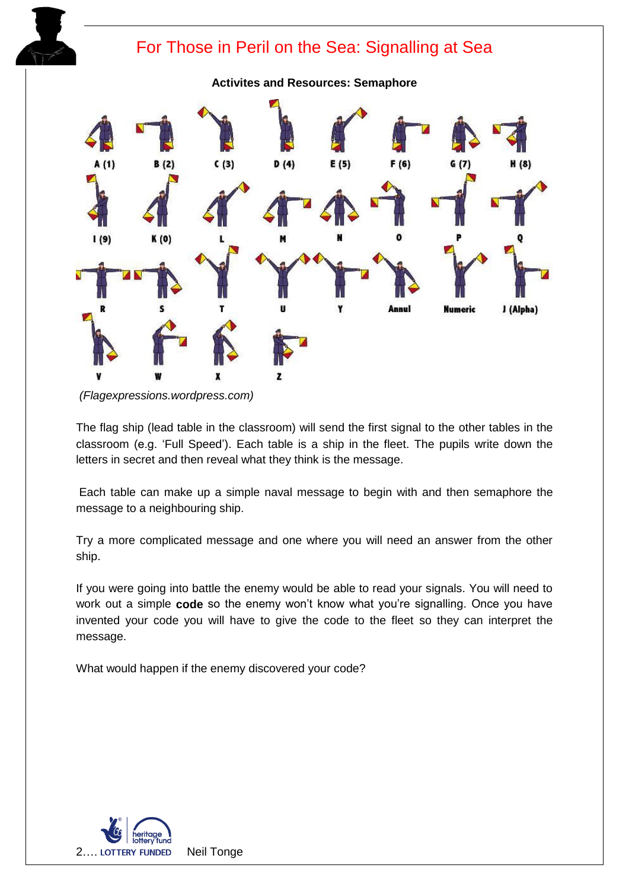# For Those in Peril on the Sea: Signalling at Sea

**Activites and Resources: Semaphore**

A (1) B (2) C (3) D (4) E (5) F (6) G (7) H (8)

I (9) K (0) L M N O P Q

R S T U Y Annul Numeric J (Alpha)

V W X Z

*(Flagexpressions.wordpress.com)*

The flag ship (lead table in the classroom) will send the first signal to the other tables in the classroom (e.g. 'Full Speed'). Each table is a ship in the fleet. The pupils write down the letters in secret and then reveal what they think is the message.

Each table can make up a simple naval message to begin with and then semaphore the message to a neighbouring ship.

Try a more complicated message and one where you will need an answer from the other ship.

If you were going into battle the enemy would be able to read your signals. You will need to work out a simple **code** so the enemy won't know what you're signalling. Once you have invented your code you will have to give the code to the fleet so they can interpret the message.

What would happen if the enemy discovered your code?

2…. LOTTERY FUNDED Neil Tonge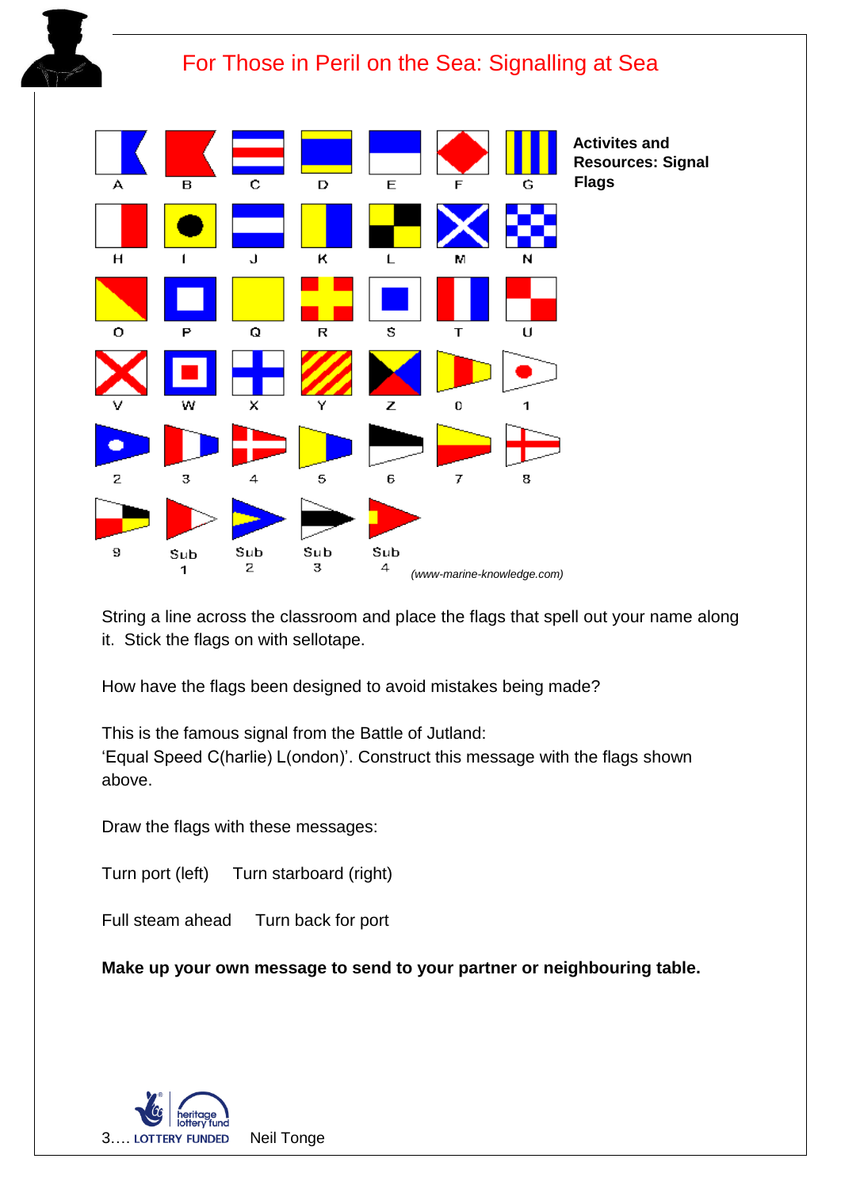# For Those in Peril on the Sea: Signalling at Sea

**Activites and Resources: Signal Flags**

A B C D E F G

H I J K L M N

O P Q R S T U

V W X Y Z 0 1

2 3 4 5 6 7 8

9 Sub 1 Sub 2 Sub 3 Sub 4

*(www-marine-knowledge.com)*

String a line across the classroom and place the flags that spell out your name along it. Stick the flags on with sellotape.

How have the flags been designed to avoid mistakes being made?

This is the famous signal from the Battle of Jutland:
'Equal Speed C(harlie) L(ondon)'. Construct this message with the flags shown above.

Draw the flags with these messages:

Turn port (left)   Turn starboard (right)

Full steam ahead   Turn back for port

**Make up your own message to send to your partner or neighbouring table.**

3…. LOTTERY FUNDED   Neil Tonge